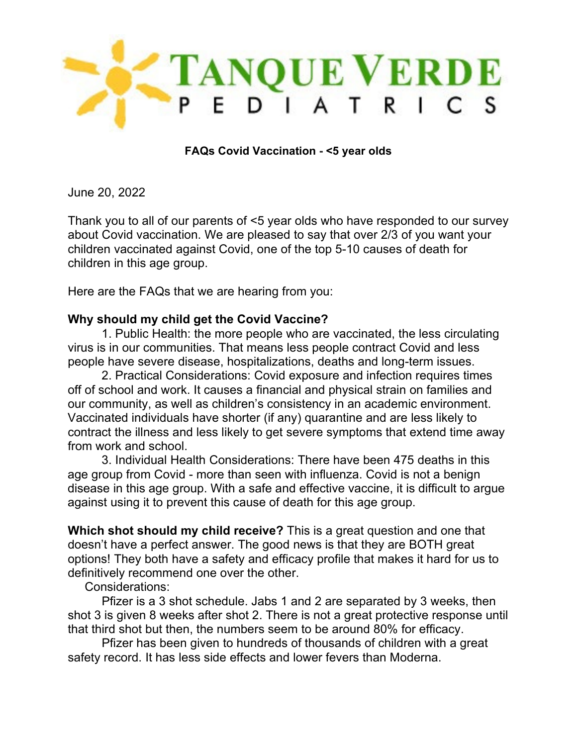# TANQUE VERDE PEDIATRICS

**FAQs Covid Vaccination - <5 year olds**

June 20, 2022

Thank you to all of our parents of <5 year olds who have responded to our survey about Covid vaccination. We are pleased to say that over 2/3 of you want your children vaccinated against Covid, one of the top 5-10 causes of death for children in this age group.

Here are the FAQs that we are hearing from you:

**Why should my child get the Covid Vaccine?**

1. Public Health: the more people who are vaccinated, the less circulating virus is in our communities. That means less people contract Covid and less people have severe disease, hospitalizations, deaths and long-term issues.
2. Practical Considerations: Covid exposure and infection requires times off of school and work. It causes a financial and physical strain on families and our community, as well as children's consistency in an academic environment. Vaccinated individuals have shorter (if any) quarantine and are less likely to contract the illness and less likely to get severe symptoms that extend time away from work and school.
3. Individual Health Considerations: There have been 475 deaths in this age group from Covid - more than seen with influenza. Covid is not a benign disease in this age group. With a safe and effective vaccine, it is difficult to argue against using it to prevent this cause of death for this age group.

**Which shot should my child receive?** This is a great question and one that doesn't have a perfect answer. The good news is that they are BOTH great options! They both have a safety and efficacy profile that makes it hard for us to definitively recommend one over the other.

Considerations:

Pfizer is a 3 shot schedule. Jabs 1 and 2 are separated by 3 weeks, then shot 3 is given 8 weeks after shot 2. There is not a great protective response until that third shot but then, the numbers seem to be around 80% for efficacy.

Pfizer has been given to hundreds of thousands of children with a great safety record. It has less side effects and lower fevers than Moderna.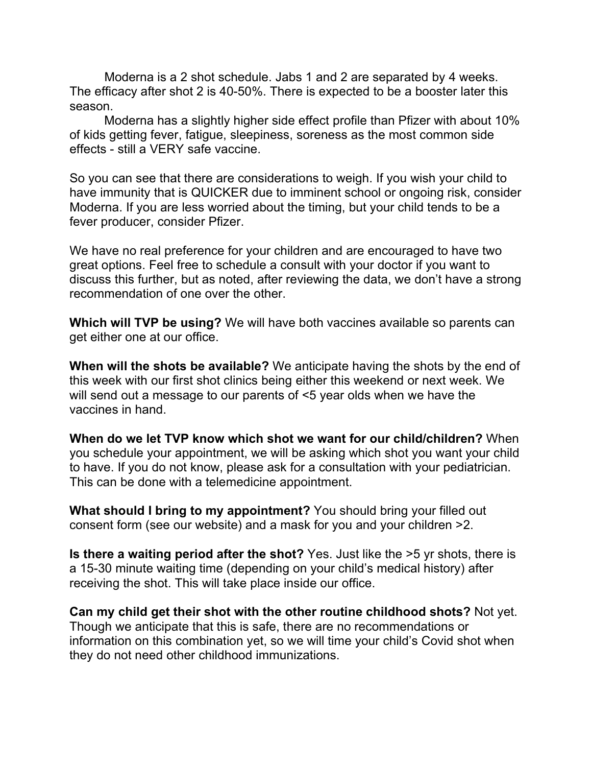Moderna is a 2 shot schedule. Jabs 1 and 2 are separated by 4 weeks. The efficacy after shot 2 is 40-50%. There is expected to be a booster later this season.

Moderna has a slightly higher side effect profile than Pfizer with about 10% of kids getting fever, fatigue, sleepiness, soreness as the most common side effects - still a VERY safe vaccine.

So you can see that there are considerations to weigh. If you wish your child to have immunity that is QUICKER due to imminent school or ongoing risk, consider Moderna. If you are less worried about the timing, but your child tends to be a fever producer, consider Pfizer.

We have no real preference for your children and are encouraged to have two great options. Feel free to schedule a consult with your doctor if you want to discuss this further, but as noted, after reviewing the data, we don't have a strong recommendation of one over the other.

**Which will TVP be using?** We will have both vaccines available so parents can get either one at our office.

**When will the shots be available?** We anticipate having the shots by the end of this week with our first shot clinics being either this weekend or next week. We will send out a message to our parents of <5 year olds when we have the vaccines in hand.

**When do we let TVP know which shot we want for our child/children?** When you schedule your appointment, we will be asking which shot you want your child to have. If you do not know, please ask for a consultation with your pediatrician. This can be done with a telemedicine appointment.

**What should I bring to my appointment?** You should bring your filled out consent form (see our website) and a mask for you and your children >2.

**Is there a waiting period after the shot?** Yes. Just like the >5 yr shots, there is a 15-30 minute waiting time (depending on your child's medical history) after receiving the shot. This will take place inside our office.

**Can my child get their shot with the other routine childhood shots?** Not yet. Though we anticipate that this is safe, there are no recommendations or information on this combination yet, so we will time your child's Covid shot when they do not need other childhood immunizations.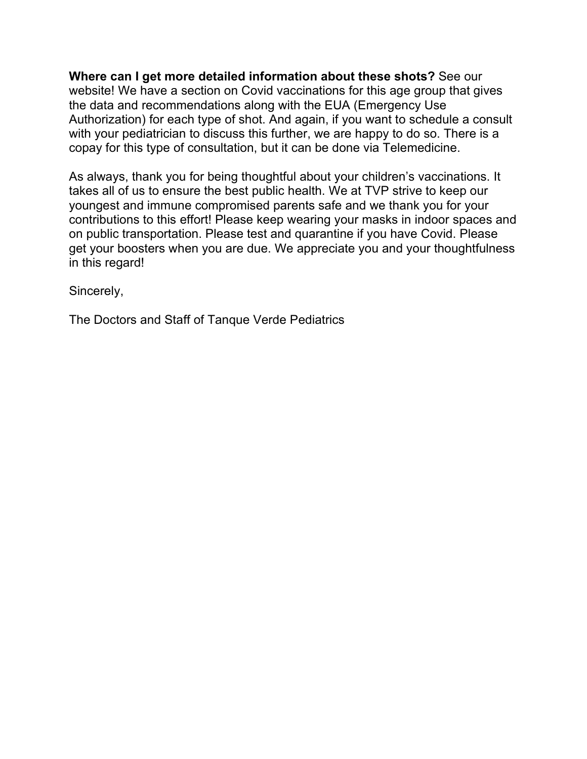**Where can I get more detailed information about these shots?** See our website! We have a section on Covid vaccinations for this age group that gives the data and recommendations along with the EUA (Emergency Use Authorization) for each type of shot. And again, if you want to schedule a consult with your pediatrician to discuss this further, we are happy to do so. There is a copay for this type of consultation, but it can be done via Telemedicine.

As always, thank you for being thoughtful about your children's vaccinations. It takes all of us to ensure the best public health. We at TVP strive to keep our youngest and immune compromised parents safe and we thank you for your contributions to this effort! Please keep wearing your masks in indoor spaces and on public transportation. Please test and quarantine if you have Covid. Please get your boosters when you are due. We appreciate you and your thoughtfulness in this regard!

Sincerely,

The Doctors and Staff of Tanque Verde Pediatrics